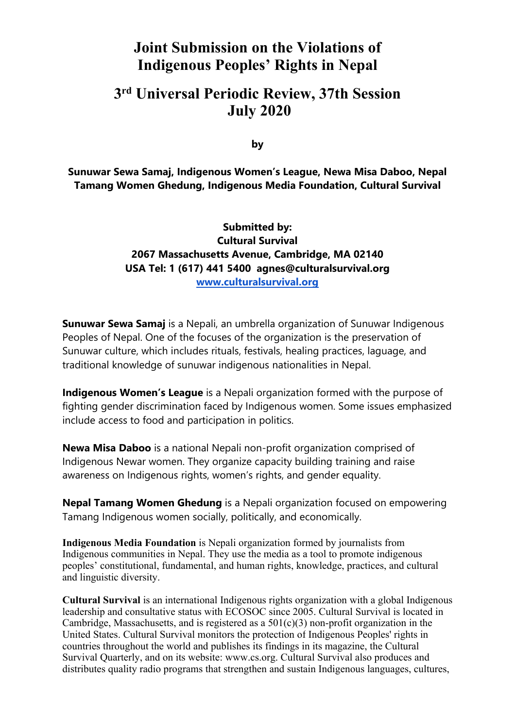# Joint Submission on the Violations of Indigenous Peoples' Rights in Nepal

## 3rd Universal Periodic Review, 37th Session July 2020

**by**

**Sunuwar Sewa Samaj, Indigenous Women's League, Newa Misa Daboo, Nepal Tamang Women Ghedung, Indigenous Media Foundation, Cultural Survival**

**Submitted by:**
**Cultural Survival**
**2067 Massachusetts Avenue, Cambridge, MA 02140**
**USA Tel: 1 (617) 441 5400 agnes@culturalsurvival.org**
**[www.culturalsurvival.org](http://www.culturalsurvival.org)**

**Sunuwar Sewa Samaj** is a Nepali, an umbrella organization of Sunuwar Indigenous Peoples of Nepal. One of the focuses of the organization is the preservation of Sunuwar culture, which includes rituals, festivals, healing practices, laguage, and traditional knowledge of sunuwar indigenous nationalities in Nepal.

**Indigenous Women's League** is a Nepali organization formed with the purpose of fighting gender discrimination faced by Indigenous women. Some issues emphasized include access to food and participation in politics.

**Newa Misa Daboo** is a national Nepali non-profit organization comprised of Indigenous Newar women. They organize capacity building training and raise awareness on Indigenous rights, women's rights, and gender equality.

**Nepal Tamang Women Ghedung** is a Nepali organization focused on empowering Tamang Indigenous women socially, politically, and economically.

**Indigenous Media Foundation** is Nepali organization formed by journalists from Indigenous communities in Nepal. They use the media as a tool to promote indigenous peoples' constitutional, fundamental, and human rights, knowledge, practices, and cultural and linguistic diversity.

**Cultural Survival** is an international Indigenous rights organization with a global Indigenous leadership and consultative status with ECOSOC since 2005. Cultural Survival is located in Cambridge, Massachusetts, and is registered as a 501(c)(3) non-profit organization in the United States. Cultural Survival monitors the protection of Indigenous Peoples' rights in countries throughout the world and publishes its findings in its magazine, the Cultural Survival Quarterly, and on its website: www.cs.org. Cultural Survival also produces and distributes quality radio programs that strengthen and sustain Indigenous languages, cultures,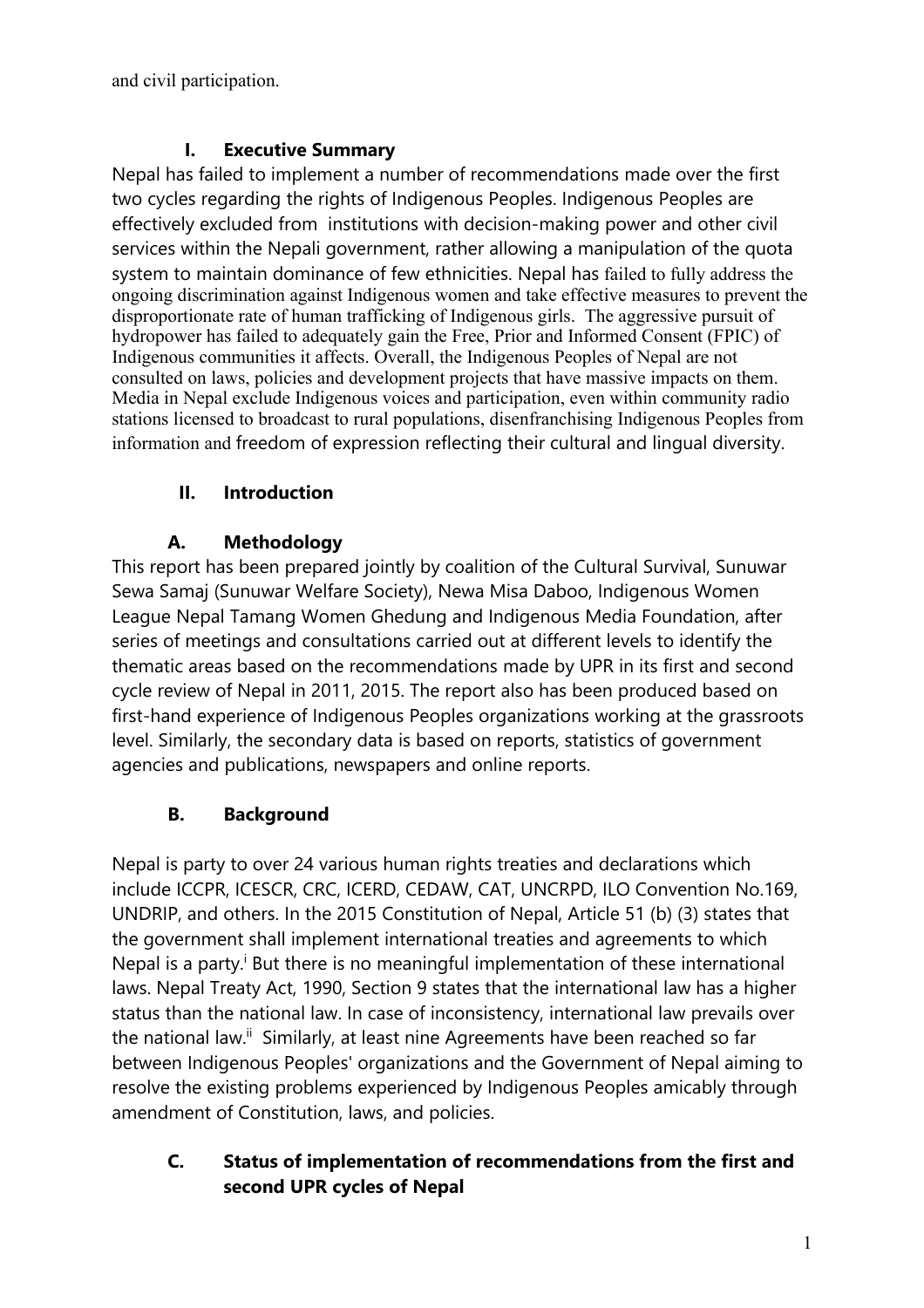and civil participation.

## I. Executive Summary

Nepal has failed to implement a number of recommendations made over the first two cycles regarding the rights of Indigenous Peoples. Indigenous Peoples are effectively excluded from institutions with decision-making power and other civil services within the Nepali government, rather allowing a manipulation of the quota system to maintain dominance of few ethnicities. Nepal has failed to fully address the ongoing discrimination against Indigenous women and take effective measures to prevent the disproportionate rate of human trafficking of Indigenous girls. The aggressive pursuit of hydropower has failed to adequately gain the Free, Prior and Informed Consent (FPIC) of Indigenous communities it affects. Overall, the Indigenous Peoples of Nepal are not consulted on laws, policies and development projects that have massive impacts on them. Media in Nepal exclude Indigenous voices and participation, even within community radio stations licensed to broadcast to rural populations, disenfranchising Indigenous Peoples from information and freedom of expression reflecting their cultural and lingual diversity.

## II. Introduction

### A. Methodology

This report has been prepared jointly by coalition of the Cultural Survival, Sunuwar Sewa Samaj (Sunuwar Welfare Society), Newa Misa Daboo, Indigenous Women League Nepal Tamang Women Ghedung and Indigenous Media Foundation, after series of meetings and consultations carried out at different levels to identify the thematic areas based on the recommendations made by UPR in its first and second cycle review of Nepal in 2011, 2015. The report also has been produced based on first-hand experience of Indigenous Peoples organizations working at the grassroots level. Similarly, the secondary data is based on reports, statistics of government agencies and publications, newspapers and online reports.

### B. Background

Nepal is party to over 24 various human rights treaties and declarations which include ICCPR, ICESCR, CRC, ICERD, CEDAW, CAT, UNCRPD, ILO Convention No.169, UNDRIP, and others. In the 2015 Constitution of Nepal, Article 51 (b) (3) states that the government shall implement international treaties and agreements to which Nepal is a party.[i] But there is no meaningful implementation of these international laws. Nepal Treaty Act, 1990, Section 9 states that the international law has a higher status than the national law. In case of inconsistency, international law prevails over the national law.[ii] Similarly, at least nine Agreements have been reached so far between Indigenous Peoples' organizations and the Government of Nepal aiming to resolve the existing problems experienced by Indigenous Peoples amicably through amendment of Constitution, laws, and policies.

### C. Status of implementation of recommendations from the first and second UPR cycles of Nepal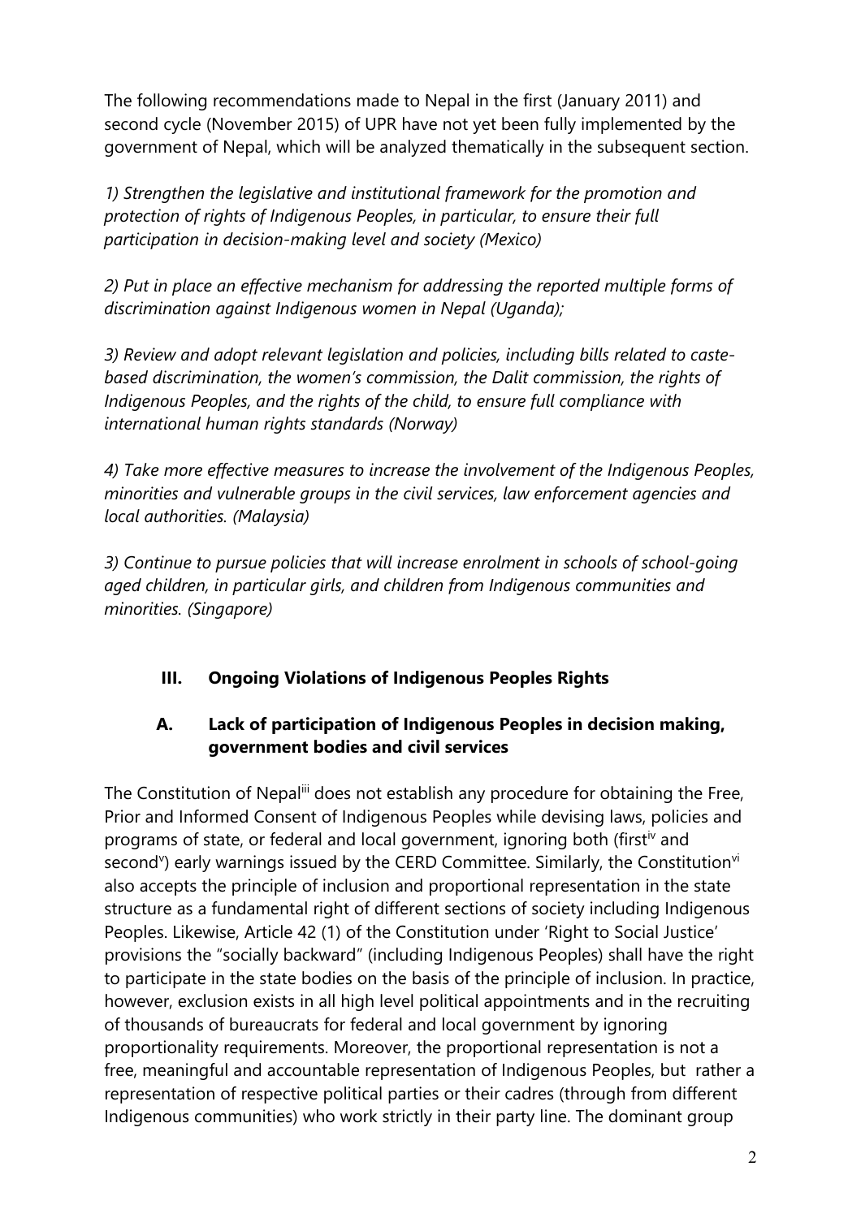The following recommendations made to Nepal in the first (January 2011) and second cycle (November 2015) of UPR have not yet been fully implemented by the government of Nepal, which will be analyzed thematically in the subsequent section.

*1) Strengthen the legislative and institutional framework for the promotion and protection of rights of Indigenous Peoples, in particular, to ensure their full participation in decision-making level and society (Mexico)*

*2) Put in place an effective mechanism for addressing the reported multiple forms of discrimination against Indigenous women in Nepal (Uganda);*

*3) Review and adopt relevant legislation and policies, including bills related to caste-based discrimination, the women's commission, the Dalit commission, the rights of Indigenous Peoples, and the rights of the child, to ensure full compliance with international human rights standards (Norway)*

*4) Take more effective measures to increase the involvement of the Indigenous Peoples, minorities and vulnerable groups in the civil services, law enforcement agencies and local authorities. (Malaysia)*

*3) Continue to pursue policies that will increase enrolment in schools of school-going aged children, in particular girls, and children from Indigenous communities and minorities. (Singapore)*

## III. Ongoing Violations of Indigenous Peoples Rights

### A. Lack of participation of Indigenous Peoples in decision making, government bodies and civil services

The Constitution of Nepal[iii] does not establish any procedure for obtaining the Free, Prior and Informed Consent of Indigenous Peoples while devising laws, policies and programs of state, or federal and local government, ignoring both (first[iv] and second[v]) early warnings issued by the CERD Committee. Similarly, the Constitution[vi] also accepts the principle of inclusion and proportional representation in the state structure as a fundamental right of different sections of society including Indigenous Peoples. Likewise, Article 42 (1) of the Constitution under 'Right to Social Justice' provisions the "socially backward" (including Indigenous Peoples) shall have the right to participate in the state bodies on the basis of the principle of inclusion. In practice, however, exclusion exists in all high level political appointments and in the recruiting of thousands of bureaucrats for federal and local government by ignoring proportionality requirements. Moreover, the proportional representation is not a free, meaningful and accountable representation of Indigenous Peoples, but rather a representation of respective political parties or their cadres (through from different Indigenous communities) who work strictly in their party line. The dominant group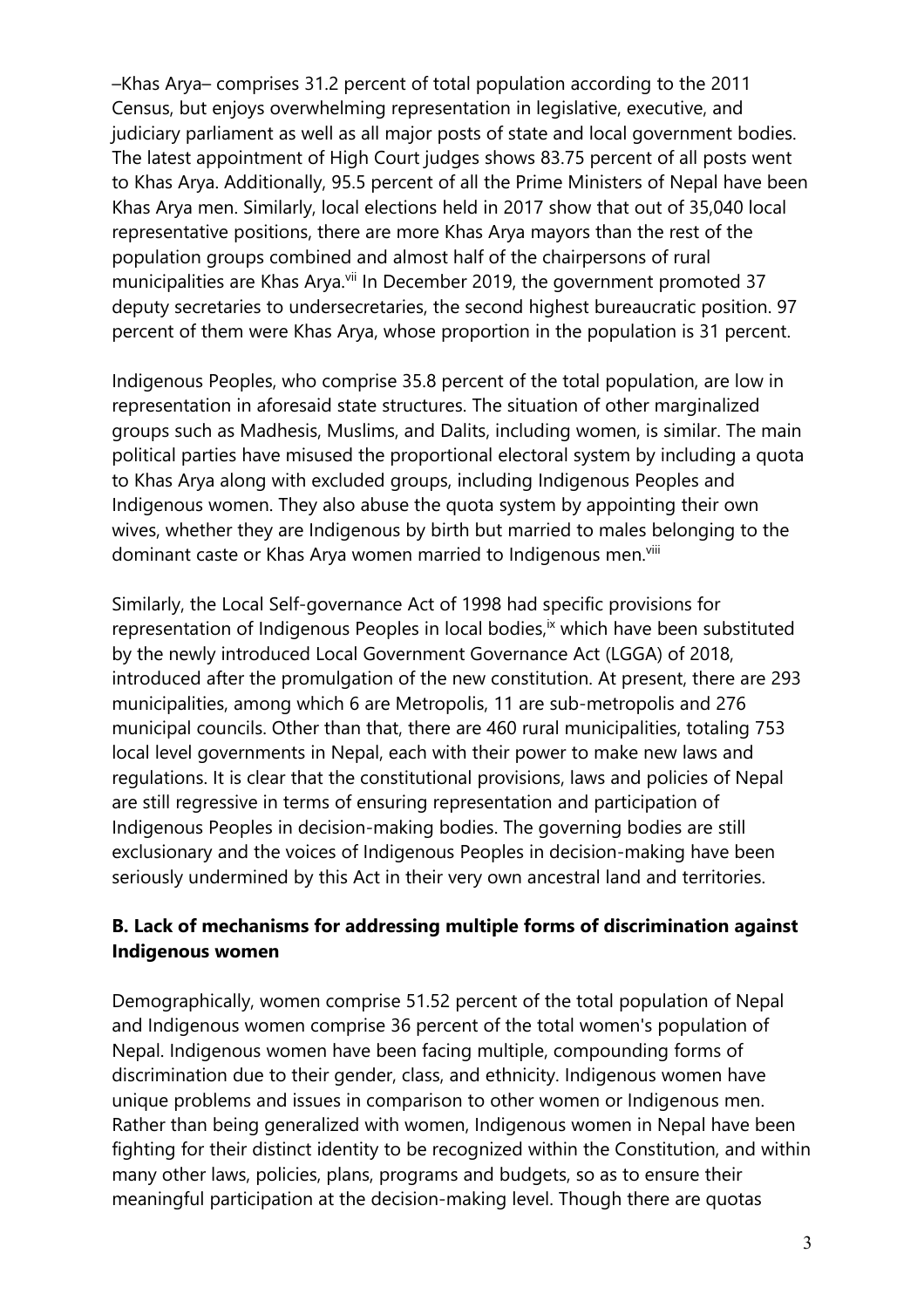–Khas Arya– comprises 31.2 percent of total population according to the 2011 Census, but enjoys overwhelming representation in legislative, executive, and judiciary parliament as well as all major posts of state and local government bodies. The latest appointment of High Court judges shows 83.75 percent of all posts went to Khas Arya. Additionally, 95.5 percent of all the Prime Ministers of Nepal have been Khas Arya men. Similarly, local elections held in 2017 show that out of 35,040 local representative positions, there are more Khas Arya mayors than the rest of the population groups combined and almost half of the chairpersons of rural municipalities are Khas Arya.[vii] In December 2019, the government promoted 37 deputy secretaries to undersecretaries, the second highest bureaucratic position. 97 percent of them were Khas Arya, whose proportion in the population is 31 percent.

Indigenous Peoples, who comprise 35.8 percent of the total population, are low in representation in aforesaid state structures. The situation of other marginalized groups such as Madhesis, Muslims, and Dalits, including women, is similar. The main political parties have misused the proportional electoral system by including a quota to Khas Arya along with excluded groups, including Indigenous Peoples and Indigenous women. They also abuse the quota system by appointing their own wives, whether they are Indigenous by birth but married to males belonging to the dominant caste or Khas Arya women married to Indigenous men.[viii]

Similarly, the Local Self-governance Act of 1998 had specific provisions for representation of Indigenous Peoples in local bodies,[ix] which have been substituted by the newly introduced Local Government Governance Act (LGGA) of 2018, introduced after the promulgation of the new constitution. At present, there are 293 municipalities, among which 6 are Metropolis, 11 are sub-metropolis and 276 municipal councils. Other than that, there are 460 rural municipalities, totaling 753 local level governments in Nepal, each with their power to make new laws and regulations. It is clear that the constitutional provisions, laws and policies of Nepal are still regressive in terms of ensuring representation and participation of Indigenous Peoples in decision-making bodies. The governing bodies are still exclusionary and the voices of Indigenous Peoples in decision-making have been seriously undermined by this Act in their very own ancestral land and territories.

### B. Lack of mechanisms for addressing multiple forms of discrimination against Indigenous women

Demographically, women comprise 51.52 percent of the total population of Nepal and Indigenous women comprise 36 percent of the total women's population of Nepal. Indigenous women have been facing multiple, compounding forms of discrimination due to their gender, class, and ethnicity. Indigenous women have unique problems and issues in comparison to other women or Indigenous men. Rather than being generalized with women, Indigenous women in Nepal have been fighting for their distinct identity to be recognized within the Constitution, and within many other laws, policies, plans, programs and budgets, so as to ensure their meaningful participation at the decision-making level. Though there are quotas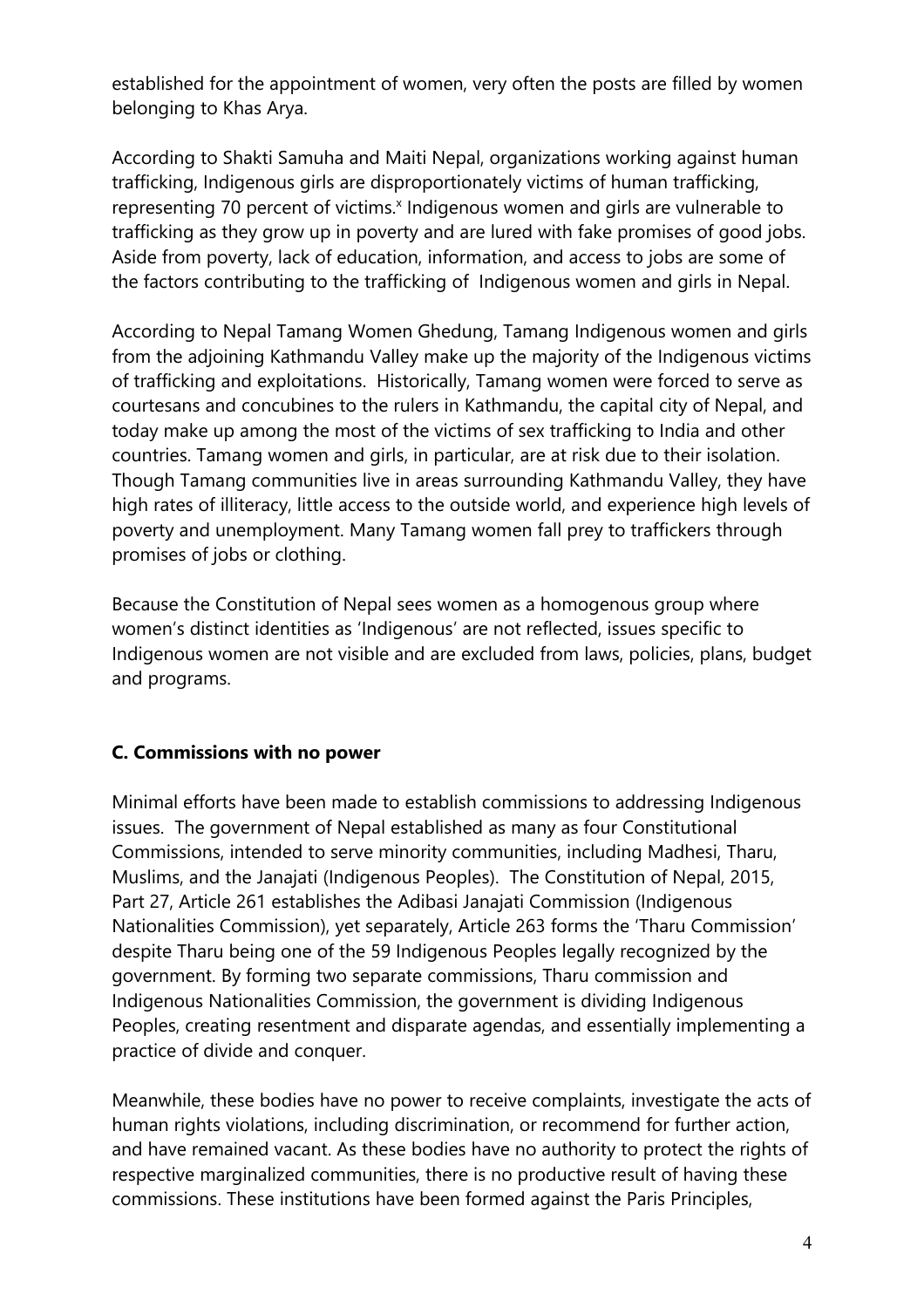established for the appointment of women, very often the posts are filled by women belonging to Khas Arya.

According to Shakti Samuha and Maiti Nepal, organizations working against human trafficking, Indigenous girls are disproportionately victims of human trafficking, representing 70 percent of victims.[x] Indigenous women and girls are vulnerable to trafficking as they grow up in poverty and are lured with fake promises of good jobs. Aside from poverty, lack of education, information, and access to jobs are some of the factors contributing to the trafficking of Indigenous women and girls in Nepal.

According to Nepal Tamang Women Ghedung, Tamang Indigenous women and girls from the adjoining Kathmandu Valley make up the majority of the Indigenous victims of trafficking and exploitations. Historically, Tamang women were forced to serve as courtesans and concubines to the rulers in Kathmandu, the capital city of Nepal, and today make up among the most of the victims of sex trafficking to India and other countries. Tamang women and girls, in particular, are at risk due to their isolation. Though Tamang communities live in areas surrounding Kathmandu Valley, they have high rates of illiteracy, little access to the outside world, and experience high levels of poverty and unemployment. Many Tamang women fall prey to traffickers through promises of jobs or clothing.

Because the Constitution of Nepal sees women as a homogenous group where women's distinct identities as 'Indigenous' are not reflected, issues specific to Indigenous women are not visible and are excluded from laws, policies, plans, budget and programs.

**C. Commissions with no power**

Minimal efforts have been made to establish commissions to addressing Indigenous issues. The government of Nepal established as many as four Constitutional Commissions, intended to serve minority communities, including Madhesi, Tharu, Muslims, and the Janajati (Indigenous Peoples). The Constitution of Nepal, 2015, Part 27, Article 261 establishes the Adibasi Janajati Commission (Indigenous Nationalities Commission), yet separately, Article 263 forms the 'Tharu Commission' despite Tharu being one of the 59 Indigenous Peoples legally recognized by the government. By forming two separate commissions, Tharu commission and Indigenous Nationalities Commission, the government is dividing Indigenous Peoples, creating resentment and disparate agendas, and essentially implementing a practice of divide and conquer.

Meanwhile, these bodies have no power to receive complaints, investigate the acts of human rights violations, including discrimination, or recommend for further action, and have remained vacant. As these bodies have no authority to protect the rights of respective marginalized communities, there is no productive result of having these commissions. These institutions have been formed against the Paris Principles,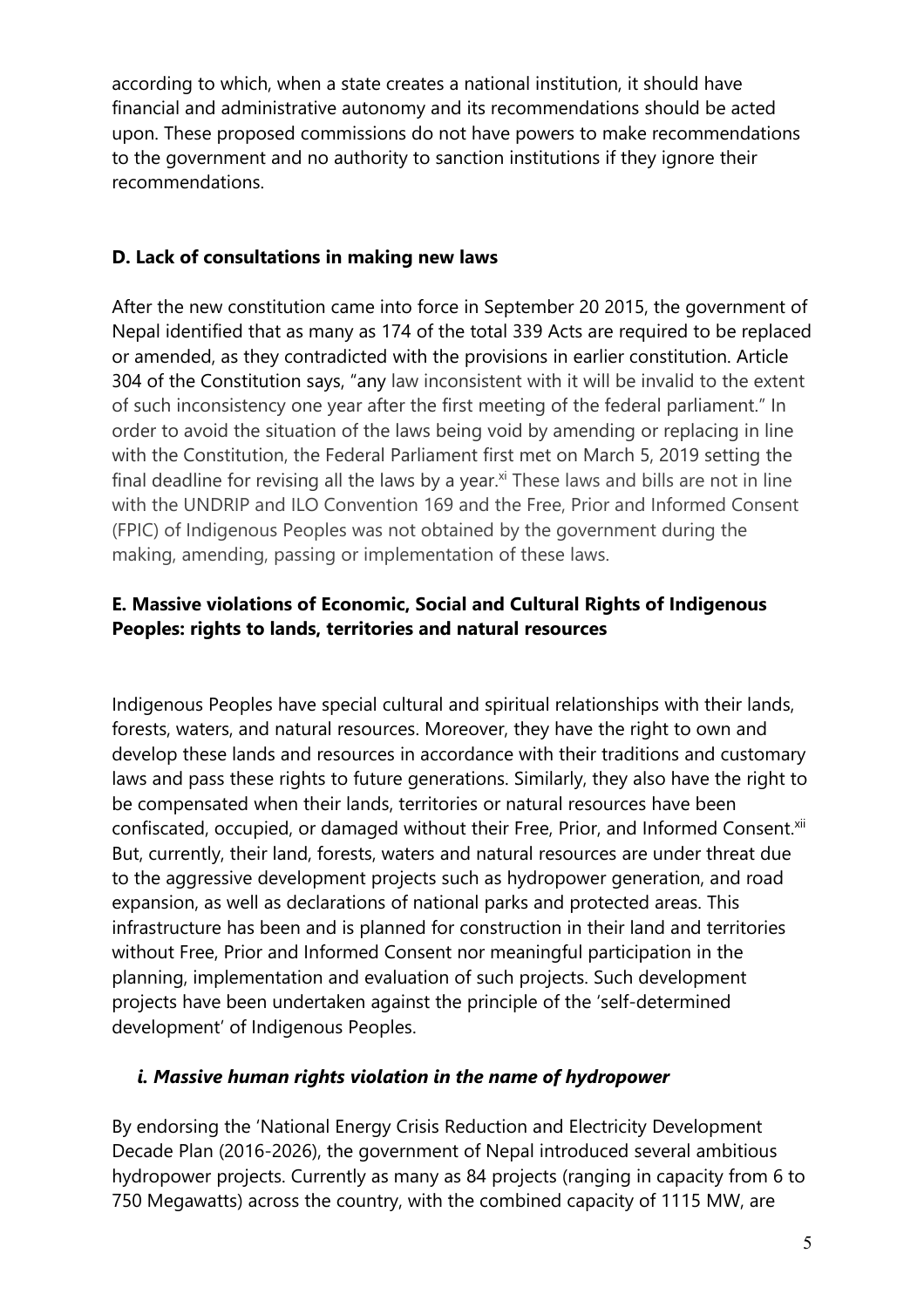according to which, when a state creates a national institution, it should have financial and administrative autonomy and its recommendations should be acted upon. These proposed commissions do not have powers to make recommendations to the government and no authority to sanction institutions if they ignore their recommendations.

**D. Lack of consultations in making new laws**

After the new constitution came into force in September 20 2015, the government of Nepal identified that as many as 174 of the total 339 Acts are required to be replaced or amended, as they contradicted with the provisions in earlier constitution. Article 304 of the Constitution says, "any law inconsistent with it will be invalid to the extent of such inconsistency one year after the first meeting of the federal parliament." In order to avoid the situation of the laws being void by amending or replacing in line with the Constitution, the Federal Parliament first met on March 5, 2019 setting the final deadline for revising all the laws by a year.[xi] These laws and bills are not in line with the UNDRIP and ILO Convention 169 and the Free, Prior and Informed Consent (FPIC) of Indigenous Peoples was not obtained by the government during the making, amending, passing or implementation of these laws.

**E. Massive violations of Economic, Social and Cultural Rights of Indigenous Peoples: rights to lands, territories and natural resources**

Indigenous Peoples have special cultural and spiritual relationships with their lands, forests, waters, and natural resources. Moreover, they have the right to own and develop these lands and resources in accordance with their traditions and customary laws and pass these rights to future generations. Similarly, they also have the right to be compensated when their lands, territories or natural resources have been confiscated, occupied, or damaged without their Free, Prior, and Informed Consent.[xii] But, currently, their land, forests, waters and natural resources are under threat due to the aggressive development projects such as hydropower generation, and road expansion, as well as declarations of national parks and protected areas. This infrastructure has been and is planned for construction in their land and territories without Free, Prior and Informed Consent nor meaningful participation in the planning, implementation and evaluation of such projects. Such development projects have been undertaken against the principle of the 'self-determined development' of Indigenous Peoples.

***i. Massive human rights violation in the name of hydropower***

By endorsing the 'National Energy Crisis Reduction and Electricity Development Decade Plan (2016-2026), the government of Nepal introduced several ambitious hydropower projects. Currently as many as 84 projects (ranging in capacity from 6 to 750 Megawatts) across the country, with the combined capacity of 1115 MW, are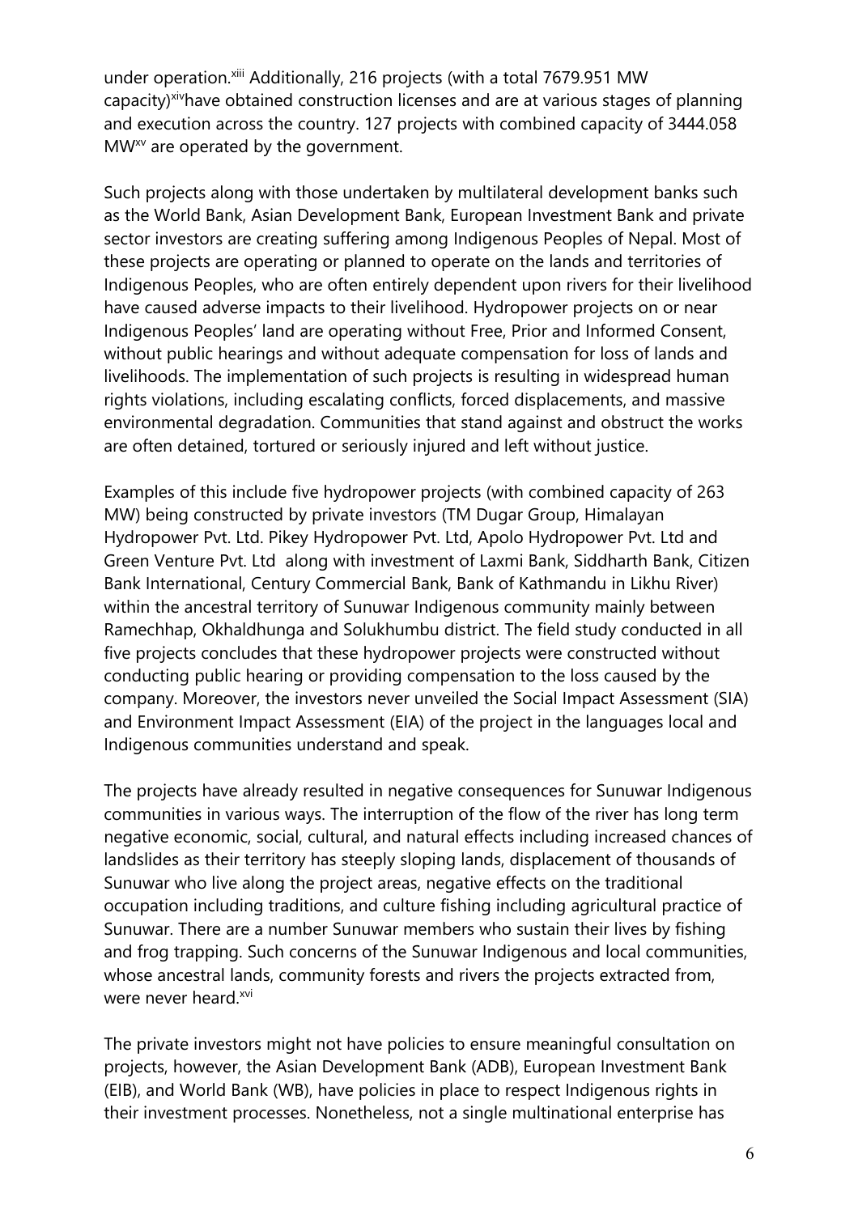under operation.[xiii] Additionally, 216 projects (with a total 7679.951 MW capacity)[xiv]have obtained construction licenses and are at various stages of planning and execution across the country. 127 projects with combined capacity of 3444.058 MW[xv] are operated by the government.

Such projects along with those undertaken by multilateral development banks such as the World Bank, Asian Development Bank, European Investment Bank and private sector investors are creating suffering among Indigenous Peoples of Nepal. Most of these projects are operating or planned to operate on the lands and territories of Indigenous Peoples, who are often entirely dependent upon rivers for their livelihood have caused adverse impacts to their livelihood. Hydropower projects on or near Indigenous Peoples' land are operating without Free, Prior and Informed Consent, without public hearings and without adequate compensation for loss of lands and livelihoods. The implementation of such projects is resulting in widespread human rights violations, including escalating conflicts, forced displacements, and massive environmental degradation. Communities that stand against and obstruct the works are often detained, tortured or seriously injured and left without justice.

Examples of this include five hydropower projects (with combined capacity of 263 MW) being constructed by private investors (TM Dugar Group, Himalayan Hydropower Pvt. Ltd. Pikey Hydropower Pvt. Ltd, Apolo Hydropower Pvt. Ltd and Green Venture Pvt. Ltd along with investment of Laxmi Bank, Siddharth Bank, Citizen Bank International, Century Commercial Bank, Bank of Kathmandu in Likhu River) within the ancestral territory of Sunuwar Indigenous community mainly between Ramechhap, Okhaldhunga and Solukhumbu district. The field study conducted in all five projects concludes that these hydropower projects were constructed without conducting public hearing or providing compensation to the loss caused by the company. Moreover, the investors never unveiled the Social Impact Assessment (SIA) and Environment Impact Assessment (EIA) of the project in the languages local and Indigenous communities understand and speak.

The projects have already resulted in negative consequences for Sunuwar Indigenous communities in various ways. The interruption of the flow of the river has long term negative economic, social, cultural, and natural effects including increased chances of landslides as their territory has steeply sloping lands, displacement of thousands of Sunuwar who live along the project areas, negative effects on the traditional occupation including traditions, and culture fishing including agricultural practice of Sunuwar. There are a number Sunuwar members who sustain their lives by fishing and frog trapping. Such concerns of the Sunuwar Indigenous and local communities, whose ancestral lands, community forests and rivers the projects extracted from, were never heard.[xvi]

The private investors might not have policies to ensure meaningful consultation on projects, however, the Asian Development Bank (ADB), European Investment Bank (EIB), and World Bank (WB), have policies in place to respect Indigenous rights in their investment processes. Nonetheless, not a single multinational enterprise has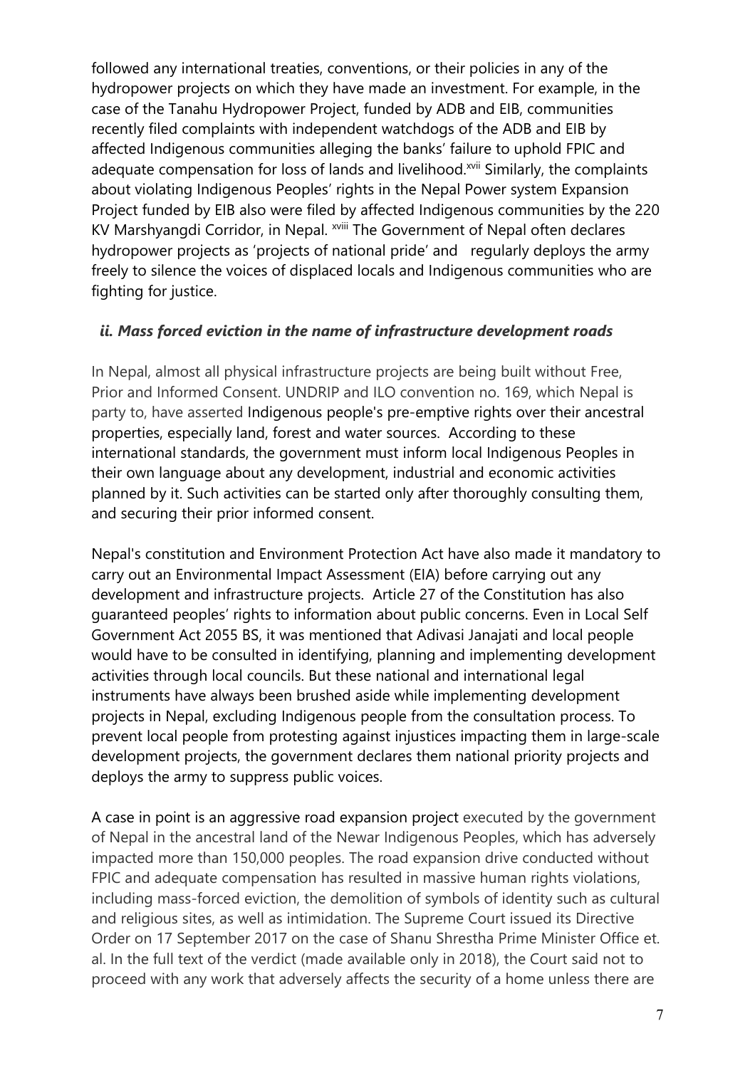followed any international treaties, conventions, or their policies in any of the hydropower projects on which they have made an investment. For example, in the case of the Tanahu Hydropower Project, funded by ADB and EIB, communities recently filed complaints with independent watchdogs of the ADB and EIB by affected Indigenous communities alleging the banks' failure to uphold FPIC and adequate compensation for loss of lands and livelihood.[xvii] Similarly, the complaints about violating Indigenous Peoples' rights in the Nepal Power system Expansion Project funded by EIB also were filed by affected Indigenous communities by the 220 KV Marshyangdi Corridor, in Nepal. [xviii] The Government of Nepal often declares hydropower projects as 'projects of national pride' and regularly deploys the army freely to silence the voices of displaced locals and Indigenous communities who are fighting for justice.

### *ii. Mass forced eviction in the name of infrastructure development roads*

In Nepal, almost all physical infrastructure projects are being built without Free, Prior and Informed Consent. UNDRIP and ILO convention no. 169, which Nepal is party to, have asserted Indigenous people's pre-emptive rights over their ancestral properties, especially land, forest and water sources. According to these international standards, the government must inform local Indigenous Peoples in their own language about any development, industrial and economic activities planned by it. Such activities can be started only after thoroughly consulting them, and securing their prior informed consent.

Nepal's constitution and Environment Protection Act have also made it mandatory to carry out an Environmental Impact Assessment (EIA) before carrying out any development and infrastructure projects. Article 27 of the Constitution has also guaranteed peoples' rights to information about public concerns. Even in Local Self Government Act 2055 BS, it was mentioned that Adivasi Janajati and local people would have to be consulted in identifying, planning and implementing development activities through local councils. But these national and international legal instruments have always been brushed aside while implementing development projects in Nepal, excluding Indigenous people from the consultation process. To prevent local people from protesting against injustices impacting them in large-scale development projects, the government declares them national priority projects and deploys the army to suppress public voices.

A case in point is an aggressive road expansion project executed by the government of Nepal in the ancestral land of the Newar Indigenous Peoples, which has adversely impacted more than 150,000 peoples. The road expansion drive conducted without FPIC and adequate compensation has resulted in massive human rights violations, including mass-forced eviction, the demolition of symbols of identity such as cultural and religious sites, as well as intimidation. The Supreme Court issued its Directive Order on 17 September 2017 on the case of Shanu Shrestha Prime Minister Office et. al. In the full text of the verdict (made available only in 2018), the Court said not to proceed with any work that adversely affects the security of a home unless there are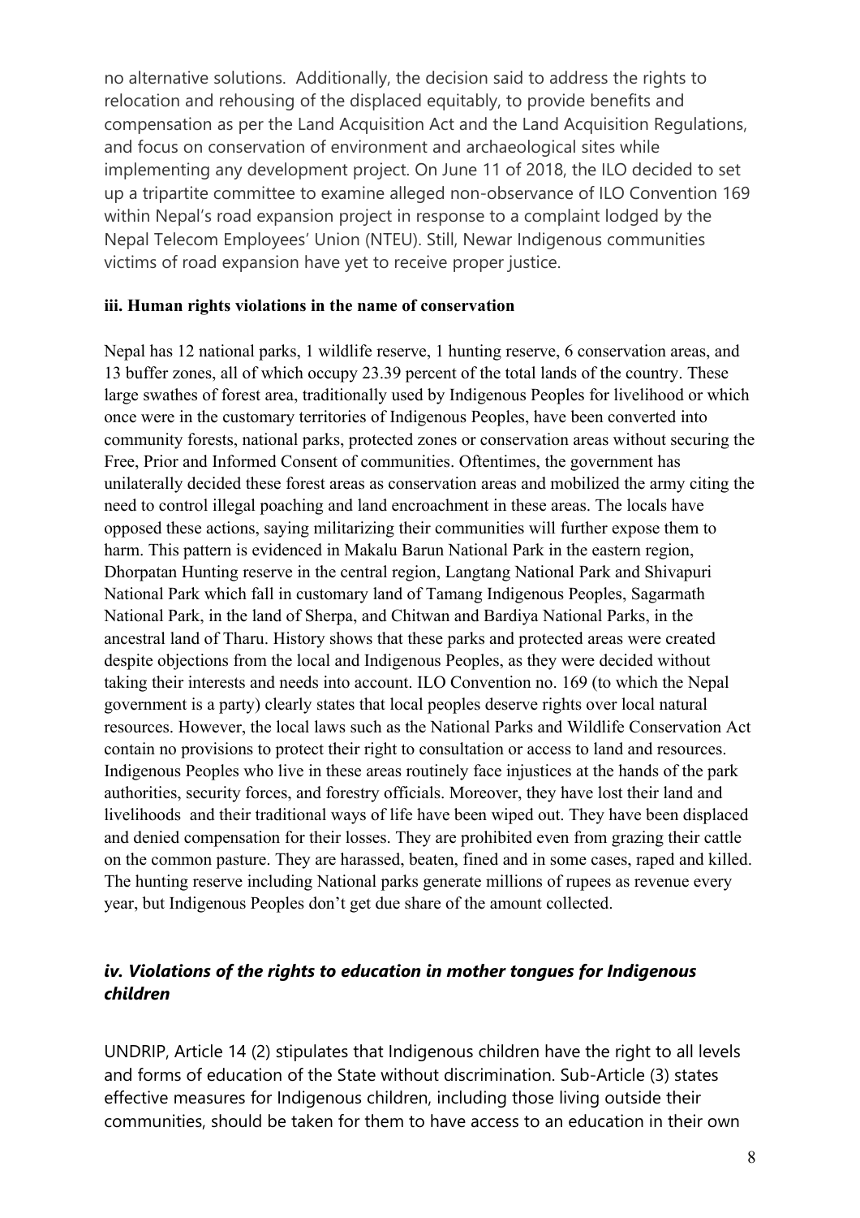no alternative solutions. Additionally, the decision said to address the rights to relocation and rehousing of the displaced equitably, to provide benefits and compensation as per the Land Acquisition Act and the Land Acquisition Regulations, and focus on conservation of environment and archaeological sites while implementing any development project. On June 11 of 2018, the ILO decided to set up a tripartite committee to examine alleged non-observance of ILO Convention 169 within Nepal's road expansion project in response to a complaint lodged by the Nepal Telecom Employees' Union (NTEU). Still, Newar Indigenous communities victims of road expansion have yet to receive proper justice.

### iii. Human rights violations in the name of conservation

Nepal has 12 national parks, 1 wildlife reserve, 1 hunting reserve, 6 conservation areas, and 13 buffer zones, all of which occupy 23.39 percent of the total lands of the country. These large swathes of forest area, traditionally used by Indigenous Peoples for livelihood or which once were in the customary territories of Indigenous Peoples, have been converted into community forests, national parks, protected zones or conservation areas without securing the Free, Prior and Informed Consent of communities. Oftentimes, the government has unilaterally decided these forest areas as conservation areas and mobilized the army citing the need to control illegal poaching and land encroachment in these areas. The locals have opposed these actions, saying militarizing their communities will further expose them to harm. This pattern is evidenced in Makalu Barun National Park in the eastern region, Dhorpatan Hunting reserve in the central region, Langtang National Park and Shivapuri National Park which fall in customary land of Tamang Indigenous Peoples, Sagarmath National Park, in the land of Sherpa, and Chitwan and Bardiya National Parks, in the ancestral land of Tharu. History shows that these parks and protected areas were created despite objections from the local and Indigenous Peoples, as they were decided without taking their interests and needs into account. ILO Convention no. 169 (to which the Nepal government is a party) clearly states that local peoples deserve rights over local natural resources. However, the local laws such as the National Parks and Wildlife Conservation Act contain no provisions to protect their right to consultation or access to land and resources. Indigenous Peoples who live in these areas routinely face injustices at the hands of the park authorities, security forces, and forestry officials. Moreover, they have lost their land and livelihoods and their traditional ways of life have been wiped out. They have been displaced and denied compensation for their losses. They are prohibited even from grazing their cattle on the common pasture. They are harassed, beaten, fined and in some cases, raped and killed. The hunting reserve including National parks generate millions of rupees as revenue every year, but Indigenous Peoples don't get due share of the amount collected.

### *iv. Violations of the rights to education in mother tongues for Indigenous children*

UNDRIP, Article 14 (2) stipulates that Indigenous children have the right to all levels and forms of education of the State without discrimination. Sub-Article (3) states effective measures for Indigenous children, including those living outside their communities, should be taken for them to have access to an education in their own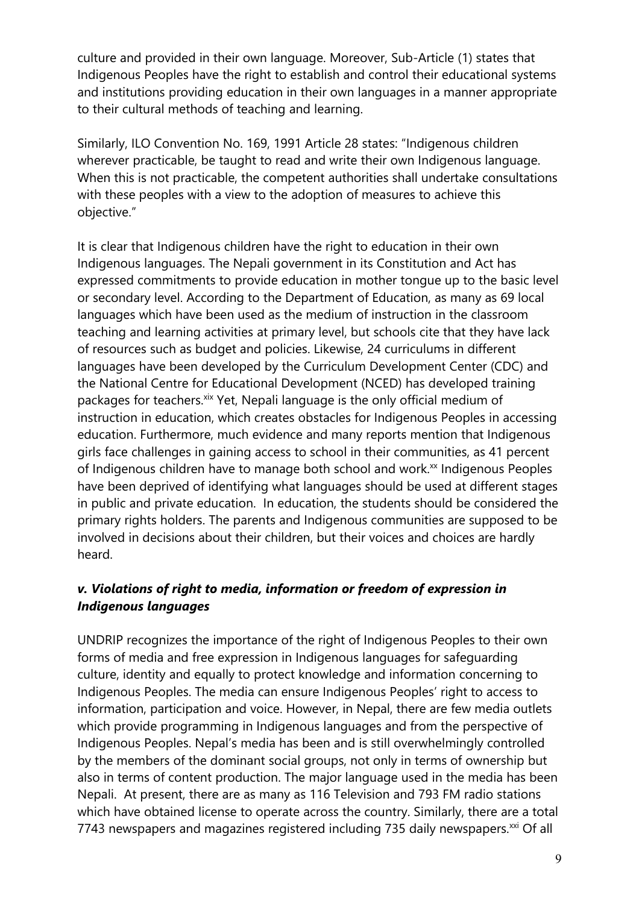culture and provided in their own language. Moreover, Sub-Article (1) states that Indigenous Peoples have the right to establish and control their educational systems and institutions providing education in their own languages in a manner appropriate to their cultural methods of teaching and learning.

Similarly, ILO Convention No. 169, 1991 Article 28 states: "Indigenous children wherever practicable, be taught to read and write their own Indigenous language. When this is not practicable, the competent authorities shall undertake consultations with these peoples with a view to the adoption of measures to achieve this objective."

It is clear that Indigenous children have the right to education in their own Indigenous languages. The Nepali government in its Constitution and Act has expressed commitments to provide education in mother tongue up to the basic level or secondary level. According to the Department of Education, as many as 69 local languages which have been used as the medium of instruction in the classroom teaching and learning activities at primary level, but schools cite that they have lack of resources such as budget and policies. Likewise, 24 curriculums in different languages have been developed by the Curriculum Development Center (CDC) and the National Centre for Educational Development (NCED) has developed training packages for teachers.[xix] Yet, Nepali language is the only official medium of instruction in education, which creates obstacles for Indigenous Peoples in accessing education. Furthermore, much evidence and many reports mention that Indigenous girls face challenges in gaining access to school in their communities, as 41 percent of Indigenous children have to manage both school and work.[xx] Indigenous Peoples have been deprived of identifying what languages should be used at different stages in public and private education. In education, the students should be considered the primary rights holders. The parents and Indigenous communities are supposed to be involved in decisions about their children, but their voices and choices are hardly heard.

### *v. Violations of right to media, information or freedom of expression in Indigenous languages*

UNDRIP recognizes the importance of the right of Indigenous Peoples to their own forms of media and free expression in Indigenous languages for safeguarding culture, identity and equally to protect knowledge and information concerning to Indigenous Peoples. The media can ensure Indigenous Peoples' right to access to information, participation and voice. However, in Nepal, there are few media outlets which provide programming in Indigenous languages and from the perspective of Indigenous Peoples. Nepal's media has been and is still overwhelmingly controlled by the members of the dominant social groups, not only in terms of ownership but also in terms of content production. The major language used in the media has been Nepali. At present, there are as many as 116 Television and 793 FM radio stations which have obtained license to operate across the country. Similarly, there are a total 7743 newspapers and magazines registered including 735 daily newspapers.[xxi] Of all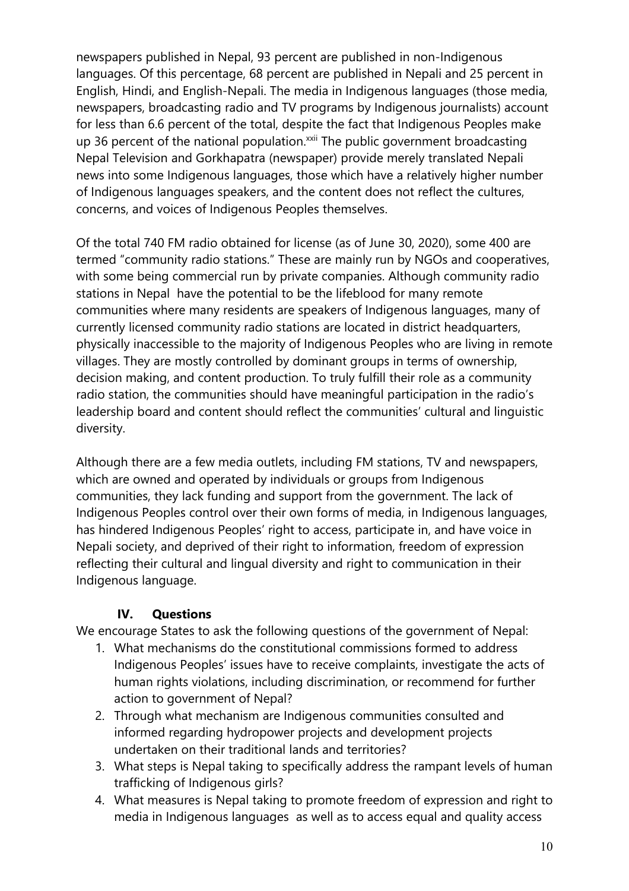newspapers published in Nepal, 93 percent are published in non-Indigenous languages. Of this percentage, 68 percent are published in Nepali and 25 percent in English, Hindi, and English-Nepali. The media in Indigenous languages (those media, newspapers, broadcasting radio and TV programs by Indigenous journalists) account for less than 6.6 percent of the total, despite the fact that Indigenous Peoples make up 36 percent of the national population.[xxii] The public government broadcasting Nepal Television and Gorkhapatra (newspaper) provide merely translated Nepali news into some Indigenous languages, those which have a relatively higher number of Indigenous languages speakers, and the content does not reflect the cultures, concerns, and voices of Indigenous Peoples themselves.

Of the total 740 FM radio obtained for license (as of June 30, 2020), some 400 are termed "community radio stations." These are mainly run by NGOs and cooperatives, with some being commercial run by private companies. Although community radio stations in Nepal have the potential to be the lifeblood for many remote communities where many residents are speakers of Indigenous languages, many of currently licensed community radio stations are located in district headquarters, physically inaccessible to the majority of Indigenous Peoples who are living in remote villages. They are mostly controlled by dominant groups in terms of ownership, decision making, and content production. To truly fulfill their role as a community radio station, the communities should have meaningful participation in the radio's leadership board and content should reflect the communities' cultural and linguistic diversity.

Although there are a few media outlets, including FM stations, TV and newspapers, which are owned and operated by individuals or groups from Indigenous communities, they lack funding and support from the government. The lack of Indigenous Peoples control over their own forms of media, in Indigenous languages, has hindered Indigenous Peoples' right to access, participate in, and have voice in Nepali society, and deprived of their right to information, freedom of expression reflecting their cultural and lingual diversity and right to communication in their Indigenous language.

## IV. Questions

We encourage States to ask the following questions of the government of Nepal:

1. What mechanisms do the constitutional commissions formed to address Indigenous Peoples' issues have to receive complaints, investigate the acts of human rights violations, including discrimination, or recommend for further action to government of Nepal?
2. Through what mechanism are Indigenous communities consulted and informed regarding hydropower projects and development projects undertaken on their traditional lands and territories?
3. What steps is Nepal taking to specifically address the rampant levels of human trafficking of Indigenous girls?
4. What measures is Nepal taking to promote freedom of expression and right to media in Indigenous languages as well as to access equal and quality access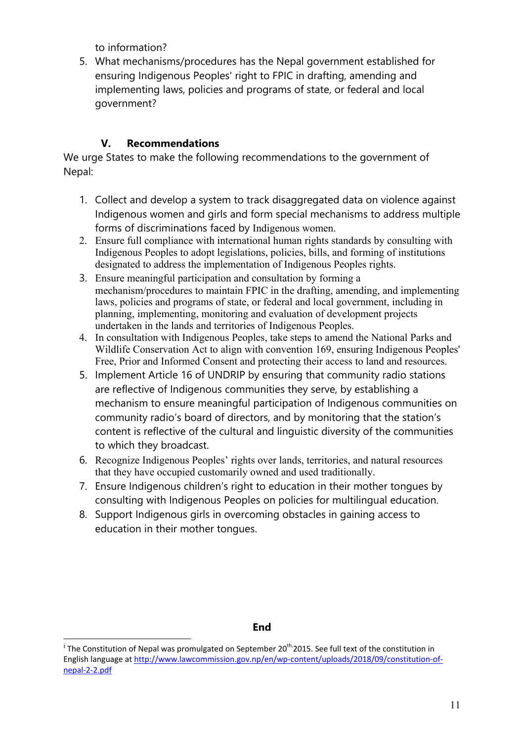to information?

5. What mechanisms/procedures has the Nepal government established for ensuring Indigenous Peoples' right to FPIC in drafting, amending and implementing laws, policies and programs of state, or federal and local government?

## V. Recommendations

We urge States to make the following recommendations to the government of Nepal:

1. Collect and develop a system to track disaggregated data on violence against Indigenous women and girls and form special mechanisms to address multiple forms of discriminations faced by Indigenous women.
2. Ensure full compliance with international human rights standards by consulting with Indigenous Peoples to adopt legislations, policies, bills, and forming of institutions designated to address the implementation of Indigenous Peoples rights.
3. Ensure meaningful participation and consultation by forming a mechanism/procedures to maintain FPIC in the drafting, amending, and implementing laws, policies and programs of state, or federal and local government, including in planning, implementing, monitoring and evaluation of development projects undertaken in the lands and territories of Indigenous Peoples.
4. In consultation with Indigenous Peoples, take steps to amend the National Parks and Wildlife Conservation Act to align with convention 169, ensuring Indigenous Peoples' Free, Prior and Informed Consent and protecting their access to land and resources.
5. Implement Article 16 of UNDRIP by ensuring that community radio stations are reflective of Indigenous communities they serve, by establishing a mechanism to ensure meaningful participation of Indigenous communities on community radio's board of directors, and by monitoring that the station's content is reflective of the cultural and linguistic diversity of the communities to which they broadcast.
6. Recognize Indigenous Peoples' rights over lands, territories, and natural resources that they have occupied customarily owned and used traditionally.
7. Ensure Indigenous children's right to education in their mother tongues by consulting with Indigenous Peoples on policies for multilingual education.
8. Support Indigenous girls in overcoming obstacles in gaining access to education in their mother tongues.

**End**

[i] The Constitution of Nepal was promulgated on September 20th, 2015. See full text of the constitution in English language at http://www.lawcommission.gov.np/en/wp-content/uploads/2018/09/constitution-of-nepal-2-2.pdf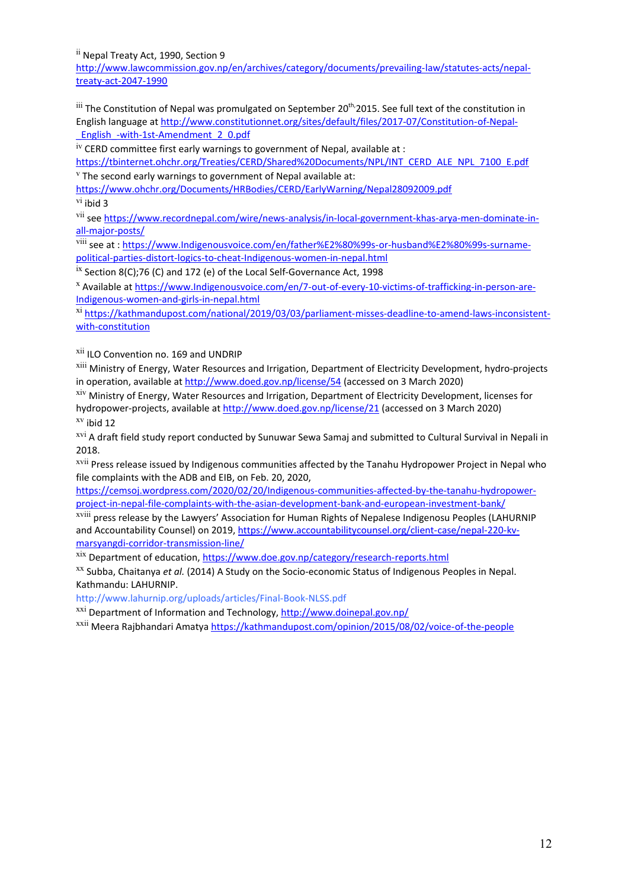[ii] Nepal Treaty Act, 1990, Section 9
http://www.lawcommission.gov.np/en/archives/category/documents/prevailing-law/statutes-acts/nepal-treaty-act-2047-1990

[iii] The Constitution of Nepal was promulgated on September 20th 2015. See full text of the constitution in English language at http://www.constitutionnet.org/sites/default/files/2017-07/Constitution-of-Nepal-_English_-with-1st-Amendment_2_0.pdf

[iv] CERD committee first early warnings to government of Nepal, available at :
https://tbinternet.ohchr.org/Treaties/CERD/Shared%20Documents/NPL/INT_CERD_ALE_NPL_7100_E.pdf

[v] The second early warnings to government of Nepal available at:
https://www.ohchr.org/Documents/HRBodies/CERD/EarlyWarning/Nepal28092009.pdf

[vi] ibid 3

[vii] see https://www.recordnepal.com/wire/news-analysis/in-local-government-khas-arya-men-dominate-in-all-major-posts/

[viii] see at : https://www.Indigenousvoice.com/en/father%E2%80%99s-or-husband%E2%80%99s-surname-political-parties-distort-logics-to-cheat-Indigenous-women-in-nepal.html

[ix] Section 8(C);76 (C) and 172 (e) of the Local Self-Governance Act, 1998

[x] Available at https://www.Indigenousvoice.com/en/7-out-of-every-10-victims-of-trafficking-in-person-are-Indigenous-women-and-girls-in-nepal.html

[xi] https://kathmandupost.com/national/2019/03/03/parliament-misses-deadline-to-amend-laws-inconsistent-with-constitution

[xii] ILO Convention no. 169 and UNDRIP

[xiii] Ministry of Energy, Water Resources and Irrigation, Department of Electricity Development, hydro-projects in operation, available at http://www.doed.gov.np/license/54 (accessed on 3 March 2020)

[xiv] Ministry of Energy, Water Resources and Irrigation, Department of Electricity Development, licenses for hydropower-projects, available at http://www.doed.gov.np/license/21 (accessed on 3 March 2020)

[xv] ibid 12

[xvi] A draft field study report conducted by Sunuwar Sewa Samaj and submitted to Cultural Survival in Nepali in 2018.

[xvii] Press release issued by Indigenous communities affected by the Tanahu Hydropower Project in Nepal who file complaints with the ADB and EIB, on Feb. 20, 2020,
https://cemsoj.wordpress.com/2020/02/20/Indigenous-communities-affected-by-the-tanahu-hydropower-project-in-nepal-file-complaints-with-the-asian-development-bank-and-european-investment-bank/

[xviii] press release by the Lawyers' Association for Human Rights of Nepalese Indigenosu Peoples (LAHURNIP and Accountability Counsel) on 2019, https://www.accountabilitycounsel.org/client-case/nepal-220-kv-marsyangdi-corridor-transmission-line/

[xix] Department of education, https://www.doe.gov.np/category/research-reports.html

[xx] Subba, Chaitanya *et al.* (2014) A Study on the Socio-economic Status of Indigenous Peoples in Nepal. Kathmandu: LAHURNIP.
http://www.lahurnip.org/uploads/articles/Final-Book-NLSS.pdf

[xxi] Department of Information and Technology, http://www.doinepal.gov.np/

[xxii] Meera Rajbhandari Amatya https://kathmandupost.com/opinion/2015/08/02/voice-of-the-people